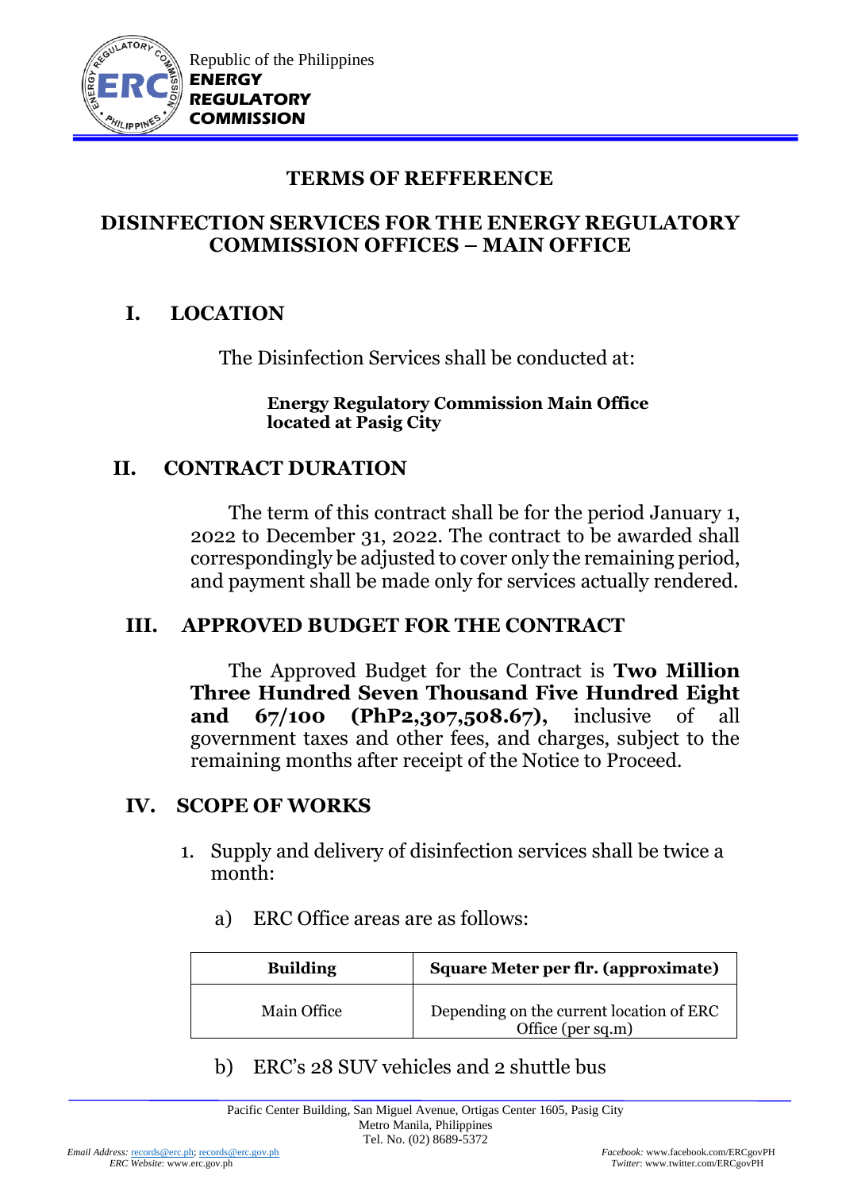Republic of the Philippines
**ENERGY REGULATORY COMMISSION**

# TERMS OF REFFERENCE

## DISINFECTION SERVICES FOR THE ENERGY REGULATORY COMMISSION OFFICES – MAIN OFFICE

## I. LOCATION

The Disinfection Services shall be conducted at:

**Energy Regulatory Commission Main Office located at Pasig City**

## II. CONTRACT DURATION

The term of this contract shall be for the period January 1, 2022 to December 31, 2022. The contract to be awarded shall correspondingly be adjusted to cover only the remaining period, and payment shall be made only for services actually rendered.

## III. APPROVED BUDGET FOR THE CONTRACT

The Approved Budget for the Contract is **Two Million Three Hundred Seven Thousand Five Hundred Eight and 67/100 (PhP2,307,508.67),** inclusive of all government taxes and other fees, and charges, subject to the remaining months after receipt of the Notice to Proceed.

## IV. SCOPE OF WORKS

1. Supply and delivery of disinfection services shall be twice a month:

   a) ERC Office areas are as follows:

| Building | Square Meter per flr. (approximate) |
|---|---|
| Main Office | Depending on the current location of ERC Office (per sq.m) |

   b) ERC's 28 SUV vehicles and 2 shuttle bus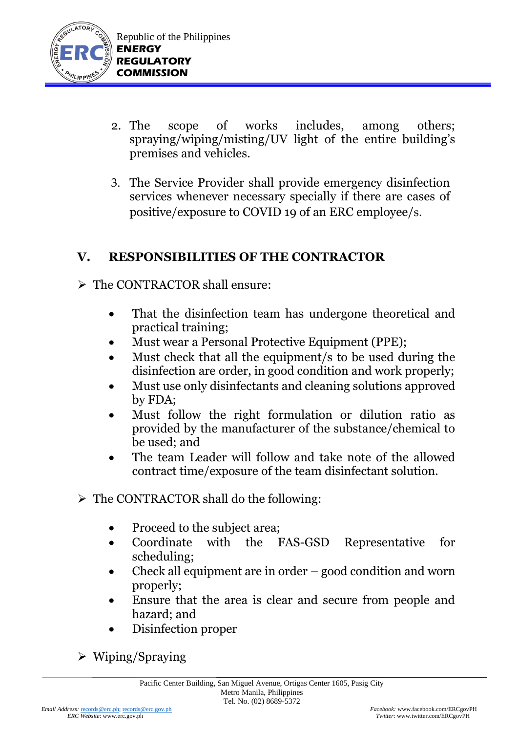2. The scope of works includes, among others; spraying/wiping/misting/UV light of the entire building's premises and vehicles.

3. The Service Provider shall provide emergency disinfection services whenever necessary specially if there are cases of positive/exposure to COVID 19 of an ERC employee/s.

## V. RESPONSIBILITIES OF THE CONTRACTOR

- The CONTRACTOR shall ensure:

    - That the disinfection team has undergone theoretical and practical training;
    - Must wear a Personal Protective Equipment (PPE);
    - Must check that all the equipment/s to be used during the disinfection are order, in good condition and work properly;
    - Must use only disinfectants and cleaning solutions approved by FDA;
    - Must follow the right formulation or dilution ratio as provided by the manufacturer of the substance/chemical to be used; and
    - The team Leader will follow and take note of the allowed contract time/exposure of the team disinfectant solution.

- The CONTRACTOR shall do the following:

    - Proceed to the subject area;
    - Coordinate with the FAS-GSD Representative for scheduling;
    - Check all equipment are in order – good condition and worn properly;
    - Ensure that the area is clear and secure from people and hazard; and
    - Disinfection proper

- Wiping/Spraying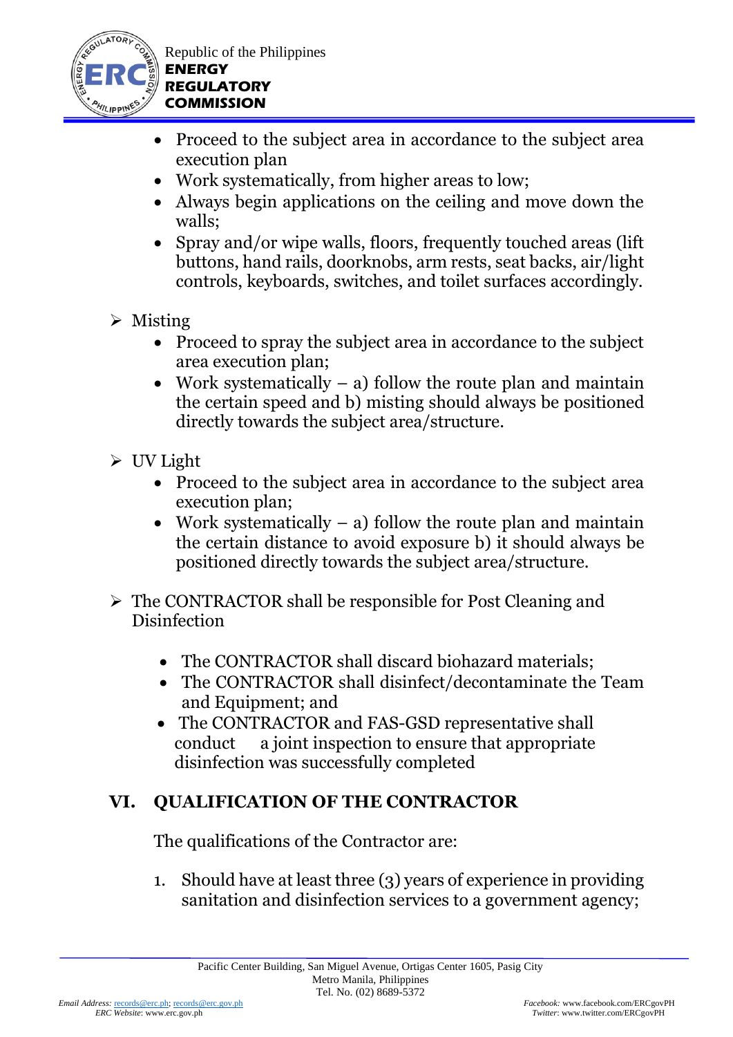- Proceed to the subject area in accordance to the subject area execution plan
- Work systematically, from higher areas to low;
- Always begin applications on the ceiling and move down the walls;
- Spray and/or wipe walls, floors, frequently touched areas (lift buttons, hand rails, doorknobs, arm rests, seat backs, air/light controls, keyboards, switches, and toilet surfaces accordingly.

➢ Misting

- Proceed to spray the subject area in accordance to the subject area execution plan;
- Work systematically – a) follow the route plan and maintain the certain speed and b) misting should always be positioned directly towards the subject area/structure.

➢ UV Light

- Proceed to the subject area in accordance to the subject area execution plan;
- Work systematically – a) follow the route plan and maintain the certain distance to avoid exposure b) it should always be positioned directly towards the subject area/structure.

➢ The CONTRACTOR shall be responsible for Post Cleaning and Disinfection

- The CONTRACTOR shall discard biohazard materials;
- The CONTRACTOR shall disinfect/decontaminate the Team and Equipment; and
- The CONTRACTOR and FAS-GSD representative shall conduct a joint inspection to ensure that appropriate disinfection was successfully completed

## VI. QUALIFICATION OF THE CONTRACTOR

The qualifications of the Contractor are:

1. Should have at least three (3) years of experience in providing sanitation and disinfection services to a government agency;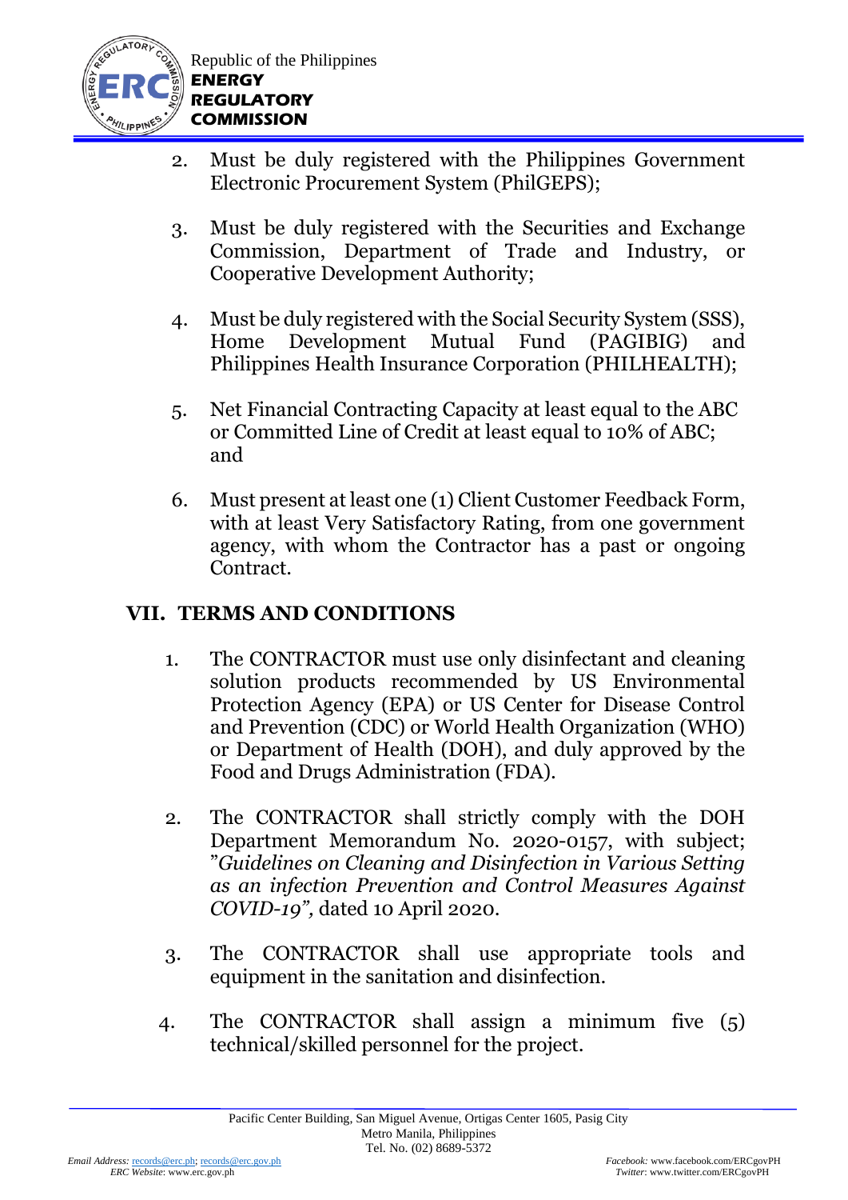2. Must be duly registered with the Philippines Government Electronic Procurement System (PhilGEPS);

3. Must be duly registered with the Securities and Exchange Commission, Department of Trade and Industry, or Cooperative Development Authority;

4. Must be duly registered with the Social Security System (SSS), Home Development Mutual Fund (PAGIBIG) and Philippines Health Insurance Corporation (PHILHEALTH);

5. Net Financial Contracting Capacity at least equal to the ABC or Committed Line of Credit at least equal to 10% of ABC; and

6. Must present at least one (1) Client Customer Feedback Form, with at least Very Satisfactory Rating, from one government agency, with whom the Contractor has a past or ongoing Contract.

## VII. TERMS AND CONDITIONS

1. The CONTRACTOR must use only disinfectant and cleaning solution products recommended by US Environmental Protection Agency (EPA) or US Center for Disease Control and Prevention (CDC) or World Health Organization (WHO) or Department of Health (DOH), and duly approved by the Food and Drugs Administration (FDA).

2. The CONTRACTOR shall strictly comply with the DOH Department Memorandum No. 2020-0157, with subject; "*Guidelines on Cleaning and Disinfection in Various Setting as an infection Prevention and Control Measures Against COVID-19",* dated 10 April 2020.

3. The CONTRACTOR shall use appropriate tools and equipment in the sanitation and disinfection.

4. The CONTRACTOR shall assign a minimum five (5) technical/skilled personnel for the project.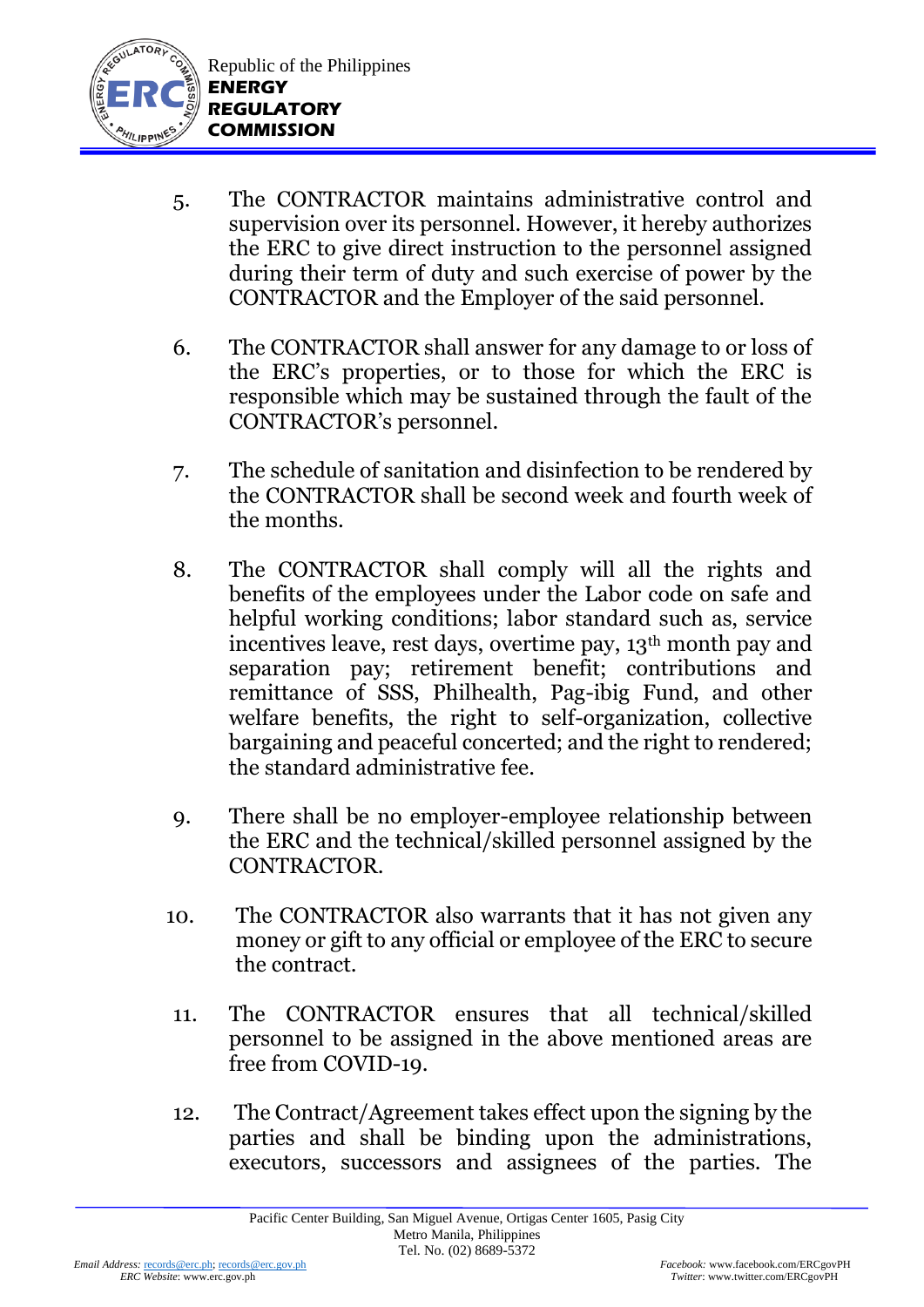5. The CONTRACTOR maintains administrative control and supervision over its personnel. However, it hereby authorizes the ERC to give direct instruction to the personnel assigned during their term of duty and such exercise of power by the CONTRACTOR and the Employer of the said personnel.

6. The CONTRACTOR shall answer for any damage to or loss of the ERC's properties, or to those for which the ERC is responsible which may be sustained through the fault of the CONTRACTOR's personnel.

7. The schedule of sanitation and disinfection to be rendered by the CONTRACTOR shall be second week and fourth week of the months.

8. The CONTRACTOR shall comply will all the rights and benefits of the employees under the Labor code on safe and helpful working conditions; labor standard such as, service incentives leave, rest days, overtime pay, 13th month pay and separation pay; retirement benefit; contributions and remittance of SSS, Philhealth, Pag-ibig Fund, and other welfare benefits, the right to self-organization, collective bargaining and peaceful concerted; and the right to rendered; the standard administrative fee.

9. There shall be no employer-employee relationship between the ERC and the technical/skilled personnel assigned by the CONTRACTOR.

10. The CONTRACTOR also warrants that it has not given any money or gift to any official or employee of the ERC to secure the contract.

11. The CONTRACTOR ensures that all technical/skilled personnel to be assigned in the above mentioned areas are free from COVID-19.

12. The Contract/Agreement takes effect upon the signing by the parties and shall be binding upon the administrations, executors, successors and assignees of the parties. The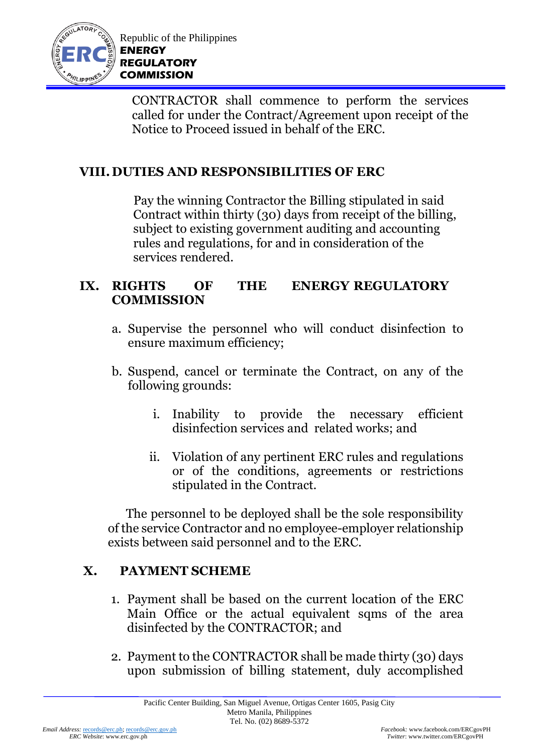CONTRACTOR shall commence to perform the services called for under the Contract/Agreement upon receipt of the Notice to Proceed issued in behalf of the ERC.

## VIII. DUTIES AND RESPONSIBILITIES OF ERC

Pay the winning Contractor the Billing stipulated in said Contract within thirty (30) days from receipt of the billing, subject to existing government auditing and accounting rules and regulations, for and in consideration of the services rendered.

## IX. RIGHTS OF THE ENERGY REGULATORY COMMISSION

a. Supervise the personnel who will conduct disinfection to ensure maximum efficiency;

b. Suspend, cancel or terminate the Contract, on any of the following grounds:

   i. Inability to provide the necessary efficient disinfection services and related works; and

   ii. Violation of any pertinent ERC rules and regulations or of the conditions, agreements or restrictions stipulated in the Contract.

The personnel to be deployed shall be the sole responsibility of the service Contractor and no employee-employer relationship exists between said personnel and to the ERC.

## X. PAYMENT SCHEME

1. Payment shall be based on the current location of the ERC Main Office or the actual equivalent sqms of the area disinfected by the CONTRACTOR; and

2. Payment to the CONTRACTOR shall be made thirty (30) days upon submission of billing statement, duly accomplished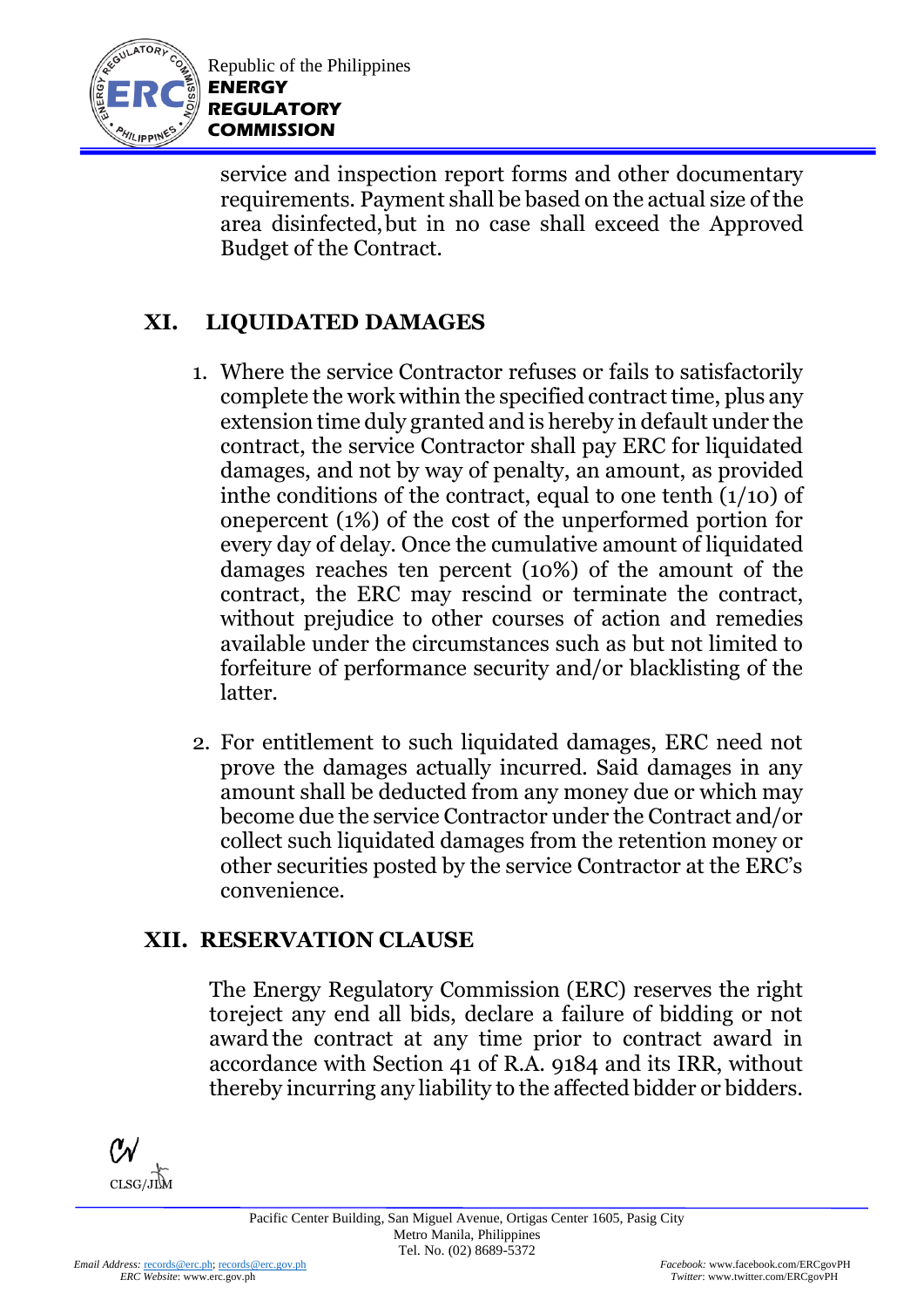service and inspection report forms and other documentary requirements. Payment shall be based on the actual size of the area disinfected, but in no case shall exceed the Approved Budget of the Contract.

## XI. LIQUIDATED DAMAGES

1. Where the service Contractor refuses or fails to satisfactorily complete the work within the specified contract time, plus any extension time duly granted and is hereby in default under the contract, the service Contractor shall pay ERC for liquidated damages, and not by way of penalty, an amount, as provided inthe conditions of the contract, equal to one tenth (1/10) of onepercent (1%) of the cost of the unperformed portion for every day of delay. Once the cumulative amount of liquidated damages reaches ten percent (10%) of the amount of the contract, the ERC may rescind or terminate the contract, without prejudice to other courses of action and remedies available under the circumstances such as but not limited to forfeiture of performance security and/or blacklisting of the latter.

2. For entitlement to such liquidated damages, ERC need not prove the damages actually incurred. Said damages in any amount shall be deducted from any money due or which may become due the service Contractor under the Contract and/or collect such liquidated damages from the retention money or other securities posted by the service Contractor at the ERC's convenience.

## XII. RESERVATION CLAUSE

The Energy Regulatory Commission (ERC) reserves the right toreject any end all bids, declare a failure of bidding or not award the contract at any time prior to contract award in accordance with Section 41 of R.A. 9184 and its IRR, without thereby incurring any liability to the affected bidder or bidders.

CLSG/JLM